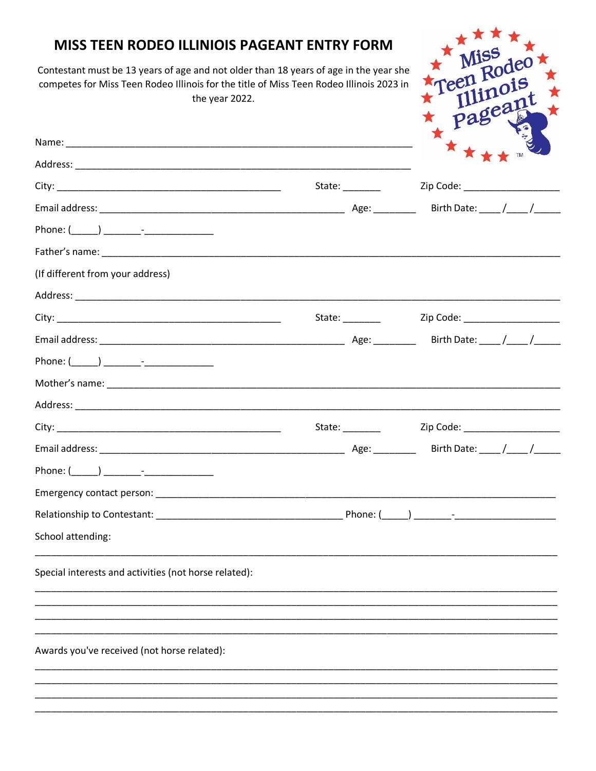# MISS TEEN RODEO ILLINIOIS PAGEANT ENTRY FORM

Contestant must be 13 years of age and not older than 18 years of age in the year she competes for Miss Teen Rodeo Illinois for the title of Miss Teen Rodeo Illinois 2023 in the year 2022.

Name: ___________________________________________________________________

Address: _________________________________________________________________

City: ________________________________________ State: _______ Zip Code: __________________

Email address: ____________________________________________ Age: ________ Birth Date: ____/____/_____

Phone: (_____) _______-_____________

Father's name: ______________________________________________________________________________

(If different from your address)

Address: _________________________________________________________________________________

City: ________________________________________ State: _______ Zip Code: __________________

Email address: ____________________________________________ Age: ________ Birth Date: ____/____/_____

Phone: (_____) _______-_____________

Mother's name: _____________________________________________________________________________

Address: _________________________________________________________________________________

City: ________________________________________ State: _______ Zip Code: __________________

Email address: ____________________________________________ Age: ________ Birth Date: ____/____/_____

Phone: (_____) _______-_____________

Emergency contact person: _______________________________________________________________________

Relationship to Contestant: _________________________________ Phone: (_____) _______-__________________

School attending:

_____________________________________________________________________________________________

Special interests and activities (not horse related):

_____________________________________________________________________________________________

_____________________________________________________________________________________________

_____________________________________________________________________________________________

_____________________________________________________________________________________________

Awards you've received (not horse related):

_____________________________________________________________________________________________

_____________________________________________________________________________________________

_____________________________________________________________________________________________

_____________________________________________________________________________________________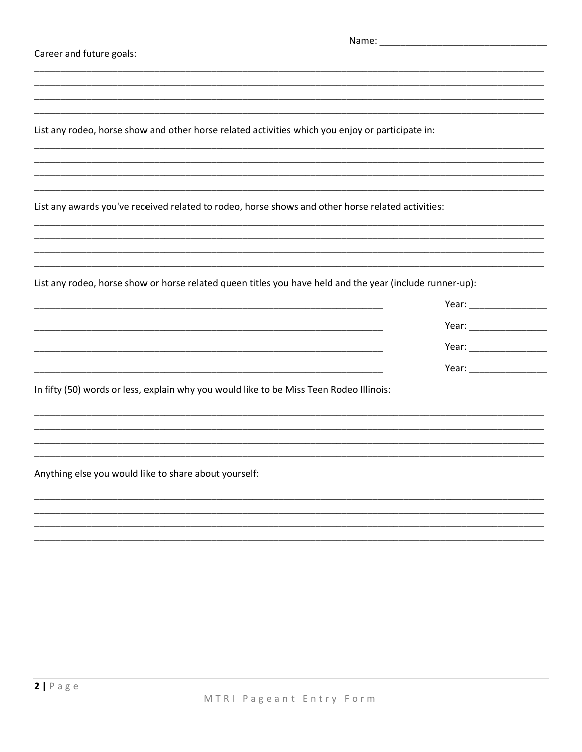Name: ________________________________

Career and future goals:

____________________________________________________________________________________________
____________________________________________________________________________________________
____________________________________________________________________________________________
____________________________________________________________________________________________

List any rodeo, horse show and other horse related activities which you enjoy or participate in:

____________________________________________________________________________________________
____________________________________________________________________________________________
____________________________________________________________________________________________
____________________________________________________________________________________________

List any awards you've received related to rodeo, horse shows and other horse related activities:

____________________________________________________________________________________________
____________________________________________________________________________________________
____________________________________________________________________________________________
____________________________________________________________________________________________

List any rodeo, horse show or horse related queen titles you have held and the year (include runner-up):

______________________________________________________________________ Year: _______________

______________________________________________________________________ Year: _______________

______________________________________________________________________ Year: _______________

______________________________________________________________________ Year: _______________

In fifty (50) words or less, explain why you would like to be Miss Teen Rodeo Illinois:

____________________________________________________________________________________________
____________________________________________________________________________________________
____________________________________________________________________________________________
____________________________________________________________________________________________

Anything else you would like to share about yourself:

____________________________________________________________________________________________
____________________________________________________________________________________________
____________________________________________________________________________________________
____________________________________________________________________________________________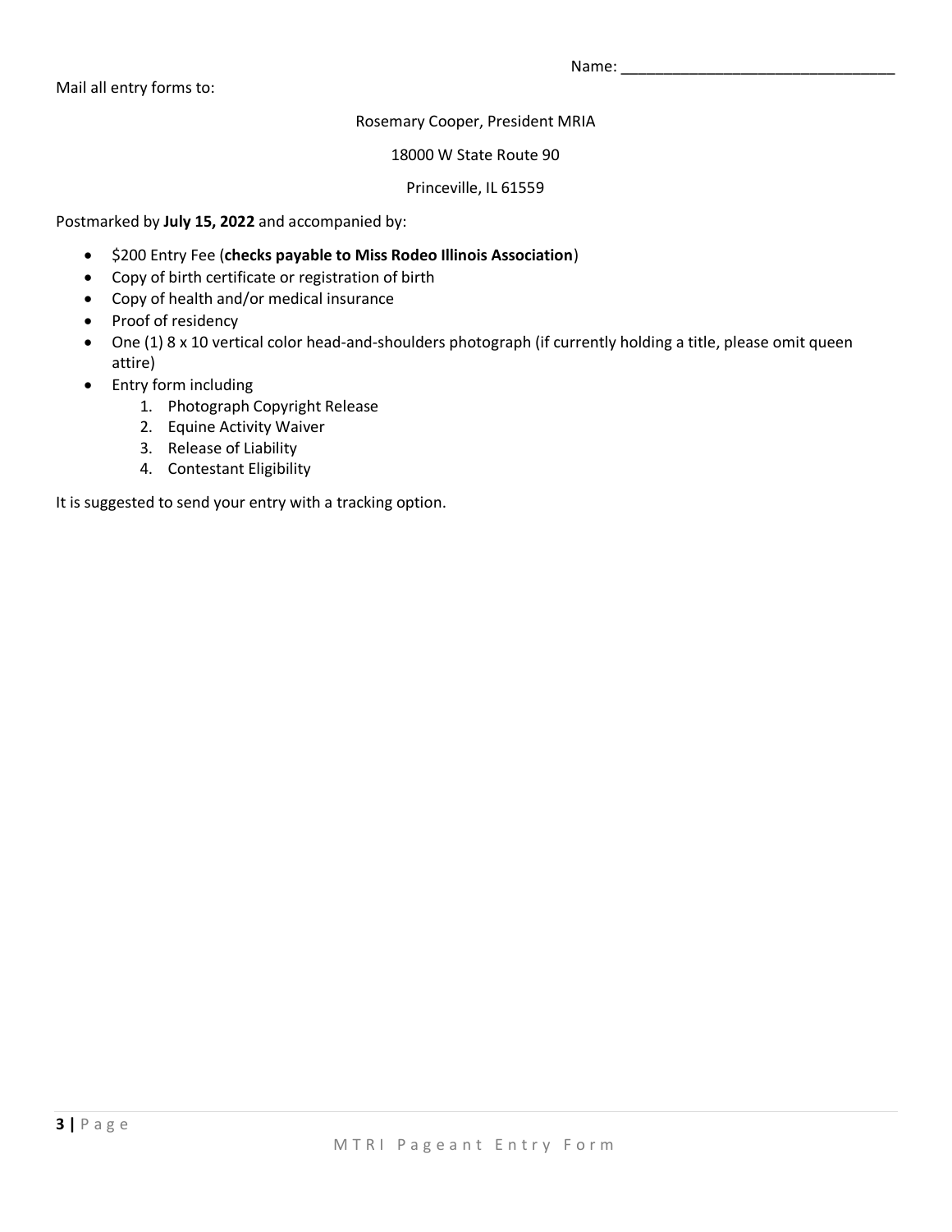Name: ________________________________

Mail all entry forms to:

Rosemary Cooper, President MRIA

18000 W State Route 90

Princeville, IL 61559

Postmarked by **July 15, 2022** and accompanied by:

- $200 Entry Fee (**checks payable to Miss Rodeo Illinois Association**)
- Copy of birth certificate or registration of birth
- Copy of health and/or medical insurance
- Proof of residency
- One (1) 8 x 10 vertical color head-and-shoulders photograph (if currently holding a title, please omit queen attire)
- Entry form including
  1. Photograph Copyright Release
  2. Equine Activity Waiver
  3. Release of Liability
  4. Contestant Eligibility

It is suggested to send your entry with a tracking option.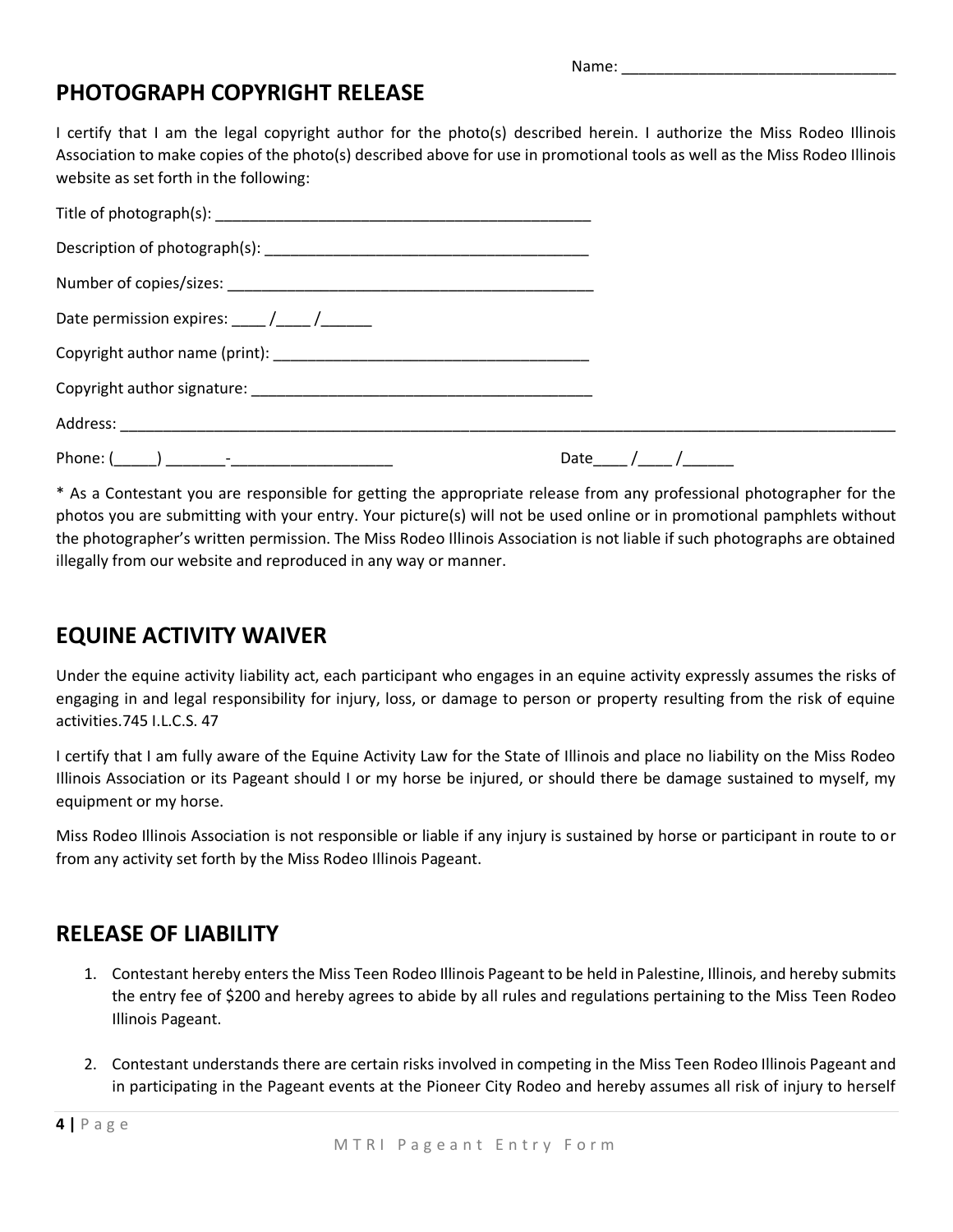Name: ________________________________

## PHOTOGRAPH COPYRIGHT RELEASE

I certify that I am the legal copyright author for the photo(s) described herein. I authorize the Miss Rodeo Illinois Association to make copies of the photo(s) described above for use in promotional tools as well as the Miss Rodeo Illinois website as set forth in the following:

Title of photograph(s): ____________________________________________

Description of photograph(s): ______________________________________

Number of copies/sizes: ___________________________________________

Date permission expires: ____ /____ /______

Copyright author name (print): _____________________________________

Copyright author signature: ________________________________________

Address: ________________________________________________________________________________________________

Phone: (_____) _______-___________________ Date____ /____ /______

* As a Contestant you are responsible for getting the appropriate release from any professional photographer for the photos you are submitting with your entry. Your picture(s) will not be used online or in promotional pamphlets without the photographer's written permission. The Miss Rodeo Illinois Association is not liable if such photographs are obtained illegally from our website and reproduced in any way or manner.

## EQUINE ACTIVITY WAIVER

Under the equine activity liability act, each participant who engages in an equine activity expressly assumes the risks of engaging in and legal responsibility for injury, loss, or damage to person or property resulting from the risk of equine activities.745 I.L.C.S. 47

I certify that I am fully aware of the Equine Activity Law for the State of Illinois and place no liability on the Miss Rodeo Illinois Association or its Pageant should I or my horse be injured, or should there be damage sustained to myself, my equipment or my horse.

Miss Rodeo Illinois Association is not responsible or liable if any injury is sustained by horse or participant in route to or from any activity set forth by the Miss Rodeo Illinois Pageant.

## RELEASE OF LIABILITY

1. Contestant hereby enters the Miss Teen Rodeo Illinois Pageant to be held in Palestine, Illinois, and hereby submits the entry fee of $200 and hereby agrees to abide by all rules and regulations pertaining to the Miss Teen Rodeo Illinois Pageant.

2. Contestant understands there are certain risks involved in competing in the Miss Teen Rodeo Illinois Pageant and in participating in the Pageant events at the Pioneer City Rodeo and hereby assumes all risk of injury to herself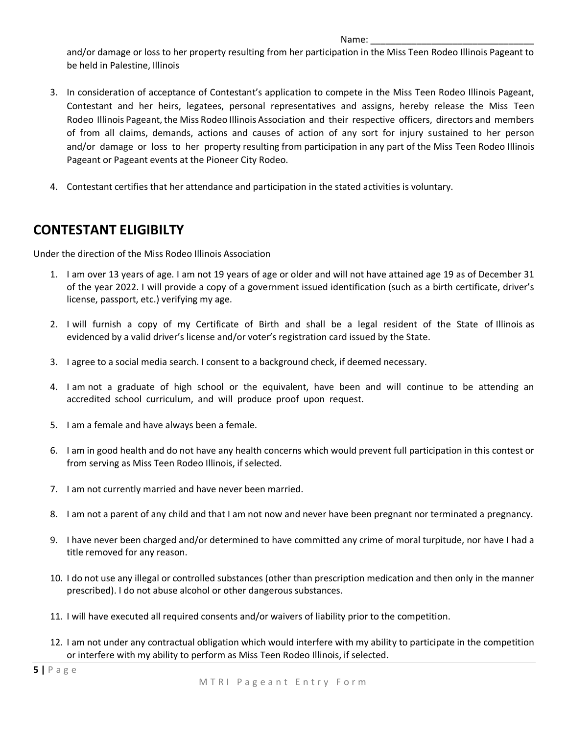Name: ________________________________

and/or damage or loss to her property resulting from her participation in the Miss Teen Rodeo Illinois Pageant to be held in Palestine, Illinois

3. In consideration of acceptance of Contestant's application to compete in the Miss Teen Rodeo Illinois Pageant, Contestant and her heirs, legatees, personal representatives and assigns, hereby release the Miss Teen Rodeo Illinois Pageant, the Miss Rodeo Illinois Association and their respective officers, directors and members of from all claims, demands, actions and causes of action of any sort for injury sustained to her person and/or damage or loss to her property resulting from participation in any part of the Miss Teen Rodeo Illinois Pageant or Pageant events at the Pioneer City Rodeo.

4. Contestant certifies that her attendance and participation in the stated activities is voluntary.

## CONTESTANT ELIGIBILTY

Under the direction of the Miss Rodeo Illinois Association

1. I am over 13 years of age. I am not 19 years of age or older and will not have attained age 19 as of December 31 of the year 2022. I will provide a copy of a government issued identification (such as a birth certificate, driver's license, passport, etc.) verifying my age.

2. I will furnish a copy of my Certificate of Birth and shall be a legal resident of the State of Illinois as evidenced by a valid driver's license and/or voter's registration card issued by the State.

3. I agree to a social media search. I consent to a background check, if deemed necessary.

4. I am not a graduate of high school or the equivalent, have been and will continue to be attending an accredited school curriculum, and will produce proof upon request.

5. I am a female and have always been a female.

6. I am in good health and do not have any health concerns which would prevent full participation in this contest or from serving as Miss Teen Rodeo Illinois, if selected.

7. I am not currently married and have never been married.

8. I am not a parent of any child and that I am not now and never have been pregnant nor terminated a pregnancy.

9. I have never been charged and/or determined to have committed any crime of moral turpitude, nor have I had a title removed for any reason.

10. I do not use any illegal or controlled substances (other than prescription medication and then only in the manner prescribed). I do not abuse alcohol or other dangerous substances.

11. I will have executed all required consents and/or waivers of liability prior to the competition.

12. I am not under any contractual obligation which would interfere with my ability to participate in the competition or interfere with my ability to perform as Miss Teen Rodeo Illinois, if selected.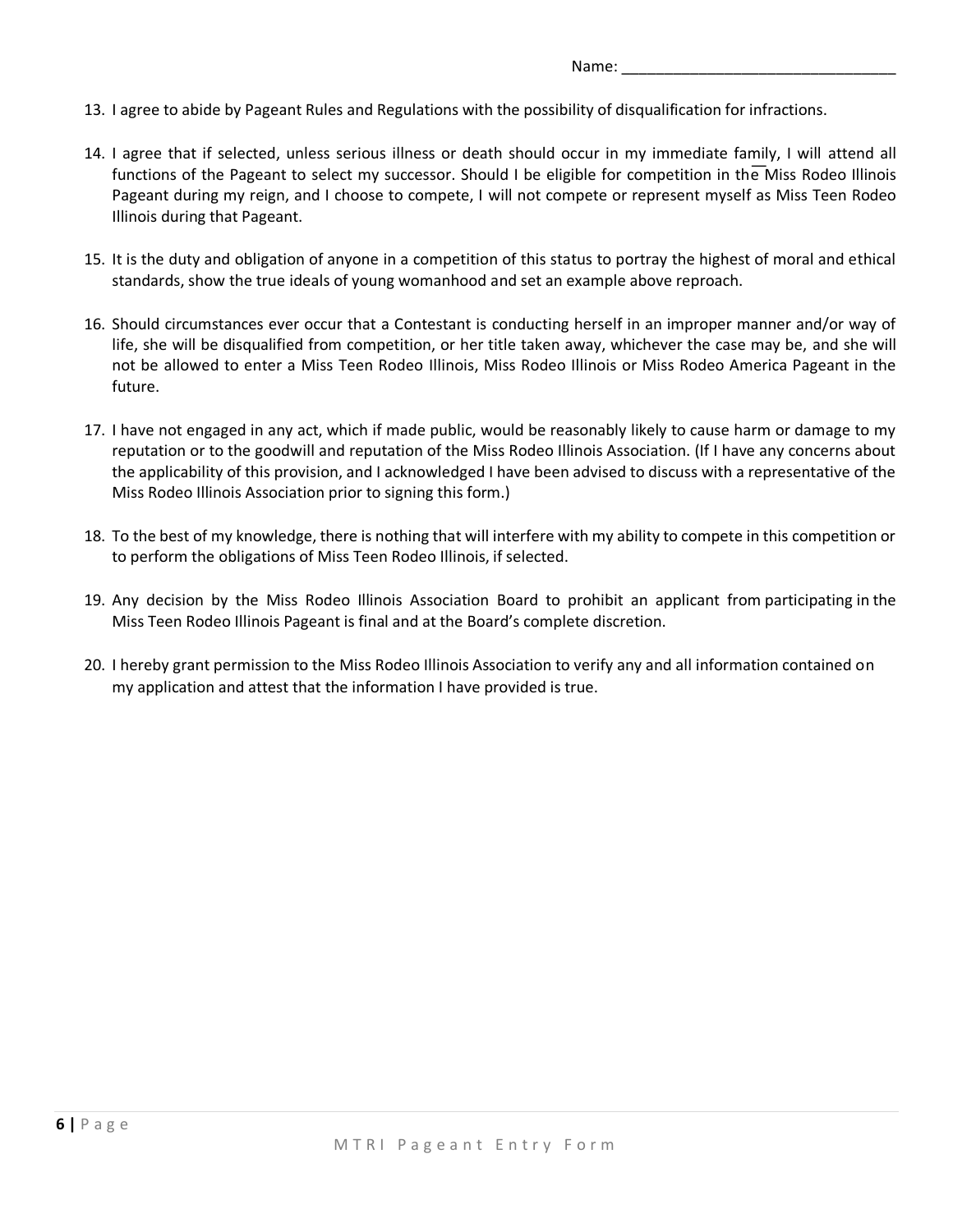Name: ________________________________

13. I agree to abide by Pageant Rules and Regulations with the possibility of disqualification for infractions.

14. I agree that if selected, unless serious illness or death should occur in my immediate family, I will attend all functions of the Pageant to select my successor. Should I be eligible for competition in the Miss Rodeo Illinois Pageant during my reign, and I choose to compete, I will not compete or represent myself as Miss Teen Rodeo Illinois during that Pageant.

15. It is the duty and obligation of anyone in a competition of this status to portray the highest of moral and ethical standards, show the true ideals of young womanhood and set an example above reproach.

16. Should circumstances ever occur that a Contestant is conducting herself in an improper manner and/or way of life, she will be disqualified from competition, or her title taken away, whichever the case may be, and she will not be allowed to enter a Miss Teen Rodeo Illinois, Miss Rodeo Illinois or Miss Rodeo America Pageant in the future.

17. I have not engaged in any act, which if made public, would be reasonably likely to cause harm or damage to my reputation or to the goodwill and reputation of the Miss Rodeo Illinois Association. (If I have any concerns about the applicability of this provision, and I acknowledged I have been advised to discuss with a representative of the Miss Rodeo Illinois Association prior to signing this form.)

18. To the best of my knowledge, there is nothing that will interfere with my ability to compete in this competition or to perform the obligations of Miss Teen Rodeo Illinois, if selected.

19. Any decision by the Miss Rodeo Illinois Association Board to prohibit an applicant from participating in the Miss Teen Rodeo Illinois Pageant is final and at the Board's complete discretion.

20. I hereby grant permission to the Miss Rodeo Illinois Association to verify any and all information contained on my application and attest that the information I have provided is true.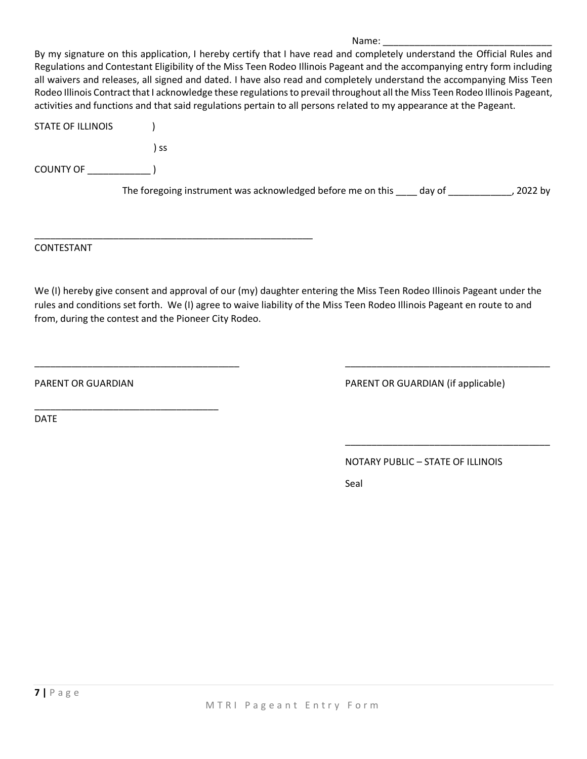Name: ________________________________

By my signature on this application, I hereby certify that I have read and completely understand the Official Rules and Regulations and Contestant Eligibility of the Miss Teen Rodeo Illinois Pageant and the accompanying entry form including all waivers and releases, all signed and dated. I have also read and completely understand the accompanying Miss Teen Rodeo Illinois Contract that I acknowledge these regulations to prevail throughout all the Miss Teen Rodeo Illinois Pageant, activities and functions and that said regulations pertain to all persons related to my appearance at the Pageant.

STATE OF ILLINOIS )

) ss

COUNTY OF ____________ )

The foregoing instrument was acknowledged before me on this ____ day of ____________, 2022 by

_______________________________________________________

CONTESTANT

We (I) hereby give consent and approval of our (my) daughter entering the Miss Teen Rodeo Illinois Pageant under the rules and conditions set forth. We (I) agree to waive liability of the Miss Teen Rodeo Illinois Pageant en route to and from, during the contest and the Pioneer City Rodeo.

________________________________________

PARENT OR GUARDIAN

________________________________________

PARENT OR GUARDIAN (if applicable)

____________________________________

DATE

________________________________________

NOTARY PUBLIC – STATE OF ILLINOIS

Seal